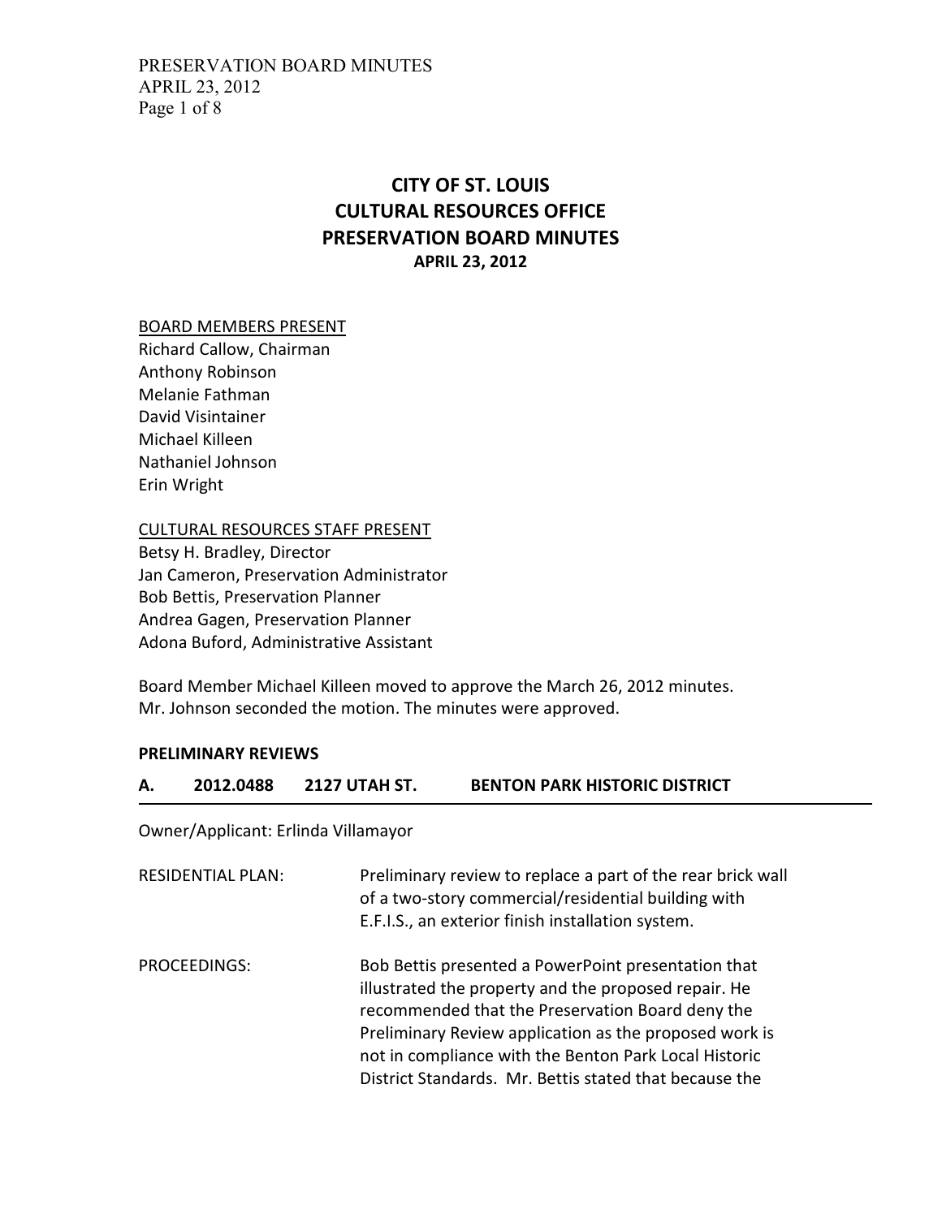# CITY OF ST. LOUIS
# CULTURAL RESOURCES OFFICE
# PRESERVATION BOARD MINUTES
## APRIL 23, 2012

BOARD MEMBERS PRESENT

Richard Callow, Chairman
Anthony Robinson
Melanie Fathman
David Visintainer
Michael Killeen
Nathaniel Johnson
Erin Wright

CULTURAL RESOURCES STAFF PRESENT

Betsy H. Bradley, Director
Jan Cameron, Preservation Administrator
Bob Bettis, Preservation Planner
Andrea Gagen, Preservation Planner
Adona Buford, Administrative Assistant

Board Member Michael Killeen moved to approve the March 26, 2012 minutes. Mr. Johnson seconded the motion. The minutes were approved.

**PRELIMINARY REVIEWS**

**A. 2012.0488 2127 UTAH ST. BENTON PARK HISTORIC DISTRICT**

Owner/Applicant: Erlinda Villamayor

RESIDENTIAL PLAN: Preliminary review to replace a part of the rear brick wall of a two-story commercial/residential building with E.F.I.S., an exterior finish installation system.

PROCEEDINGS: Bob Bettis presented a PowerPoint presentation that illustrated the property and the proposed repair. He recommended that the Preservation Board deny the Preliminary Review application as the proposed work is not in compliance with the Benton Park Local Historic District Standards. Mr. Bettis stated that because the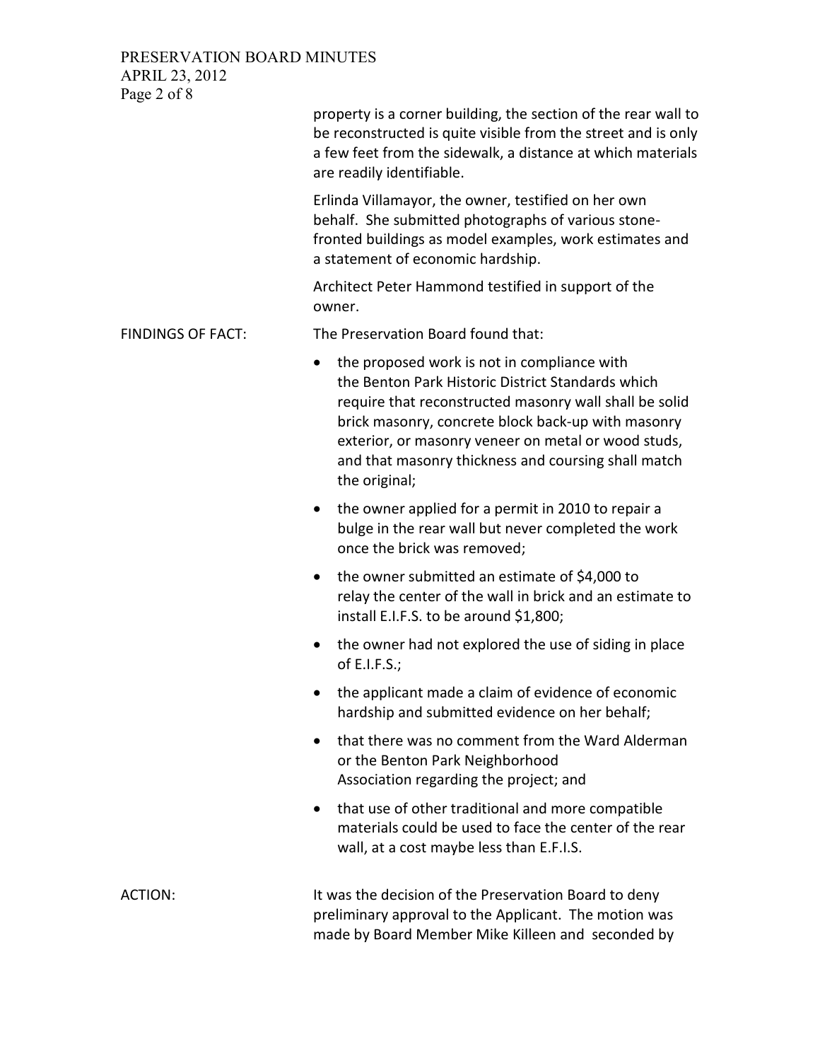property is a corner building, the section of the rear wall to be reconstructed is quite visible from the street and is only a few feet from the sidewalk, a distance at which materials are readily identifiable.

Erlinda Villamayor, the owner, testified on her own behalf. She submitted photographs of various stone-fronted buildings as model examples, work estimates and a statement of economic hardship.

Architect Peter Hammond testified in support of the owner.

FINDINGS OF FACT: The Preservation Board found that:

- the proposed work is not in compliance with the Benton Park Historic District Standards which require that reconstructed masonry wall shall be solid brick masonry, concrete block back-up with masonry exterior, or masonry veneer on metal or wood studs, and that masonry thickness and coursing shall match the original;
- the owner applied for a permit in 2010 to repair a bulge in the rear wall but never completed the work once the brick was removed;
- the owner submitted an estimate of $4,000 to relay the center of the wall in brick and an estimate to install E.I.F.S. to be around $1,800;
- the owner had not explored the use of siding in place of E.I.F.S.;
- the applicant made a claim of evidence of economic hardship and submitted evidence on her behalf;
- that there was no comment from the Ward Alderman or the Benton Park Neighborhood Association regarding the project; and
- that use of other traditional and more compatible materials could be used to face the center of the rear wall, at a cost maybe less than E.F.I.S.

ACTION: It was the decision of the Preservation Board to deny preliminary approval to the Applicant. The motion was made by Board Member Mike Killeen and seconded by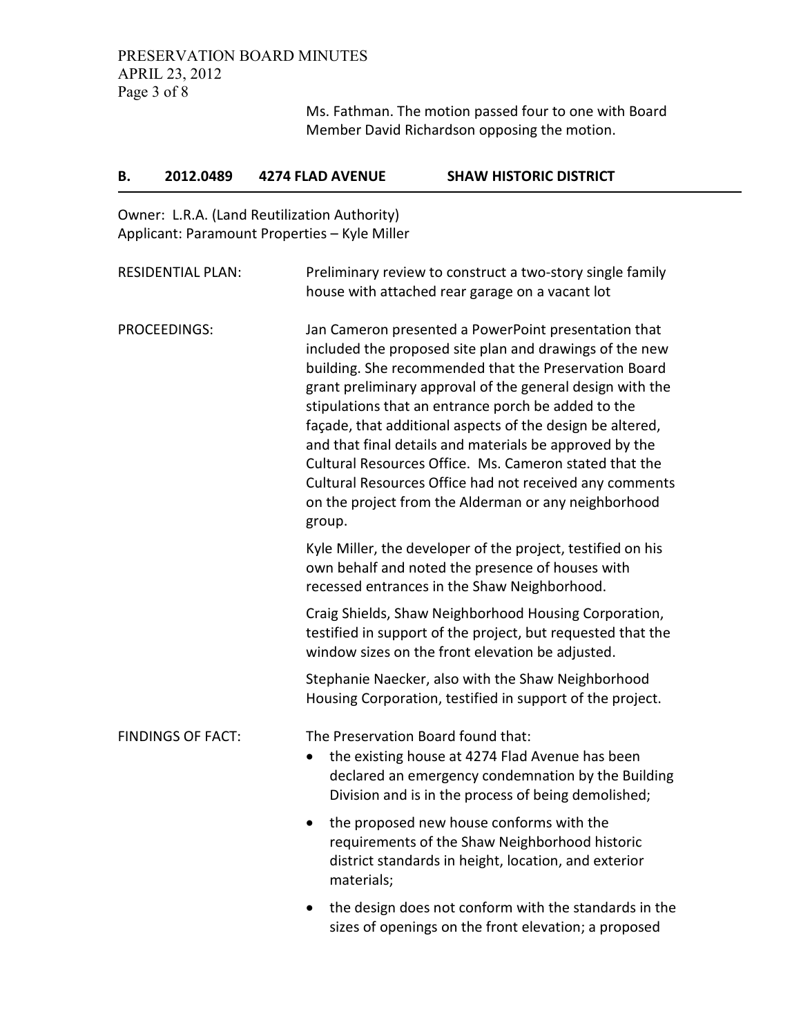Ms. Fathman. The motion passed four to one with Board Member David Richardson opposing the motion.

## B. 2012.0489 4274 FLAD AVENUE SHAW HISTORIC DISTRICT

Owner: L.R.A. (Land Reutilization Authority)
Applicant: Paramount Properties – Kyle Miller

RESIDENTIAL PLAN: Preliminary review to construct a two-story single family house with attached rear garage on a vacant lot

PROCEEDINGS: Jan Cameron presented a PowerPoint presentation that included the proposed site plan and drawings of the new building. She recommended that the Preservation Board grant preliminary approval of the general design with the stipulations that an entrance porch be added to the façade, that additional aspects of the design be altered, and that final details and materials be approved by the Cultural Resources Office. Ms. Cameron stated that the Cultural Resources Office had not received any comments on the project from the Alderman or any neighborhood group.

Kyle Miller, the developer of the project, testified on his own behalf and noted the presence of houses with recessed entrances in the Shaw Neighborhood.

Craig Shields, Shaw Neighborhood Housing Corporation, testified in support of the project, but requested that the window sizes on the front elevation be adjusted.

Stephanie Naecker, also with the Shaw Neighborhood Housing Corporation, testified in support of the project.

FINDINGS OF FACT: The Preservation Board found that:

- the existing house at 4274 Flad Avenue has been declared an emergency condemnation by the Building Division and is in the process of being demolished;
- the proposed new house conforms with the requirements of the Shaw Neighborhood historic district standards in height, location, and exterior materials;
- the design does not conform with the standards in the sizes of openings on the front elevation; a proposed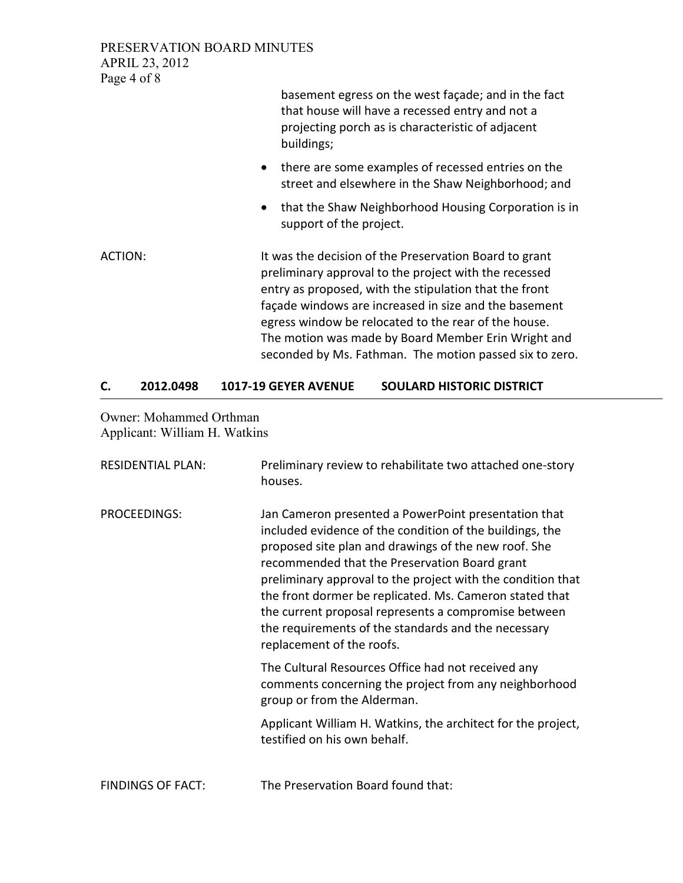basement egress on the west façade; and in the fact that house will have a recessed entry and not a projecting porch as is characteristic of adjacent buildings;

- there are some examples of recessed entries on the street and elsewhere in the Shaw Neighborhood; and
- that the Shaw Neighborhood Housing Corporation is in support of the project.

ACTION: It was the decision of the Preservation Board to grant preliminary approval to the project with the recessed entry as proposed, with the stipulation that the front façade windows are increased in size and the basement egress window be relocated to the rear of the house. The motion was made by Board Member Erin Wright and seconded by Ms. Fathman. The motion passed six to zero.

## C. 2012.0498 1017-19 GEYER AVENUE SOULARD HISTORIC DISTRICT

Owner: Mohammed Orthman
Applicant: William H. Watkins

RESIDENTIAL PLAN: Preliminary review to rehabilitate two attached one-story houses.

PROCEEDINGS: Jan Cameron presented a PowerPoint presentation that included evidence of the condition of the buildings, the proposed site plan and drawings of the new roof. She recommended that the Preservation Board grant preliminary approval to the project with the condition that the front dormer be replicated. Ms. Cameron stated that the current proposal represents a compromise between the requirements of the standards and the necessary replacement of the roofs.

The Cultural Resources Office had not received any comments concerning the project from any neighborhood group or from the Alderman.

Applicant William H. Watkins, the architect for the project, testified on his own behalf.

FINDINGS OF FACT: The Preservation Board found that: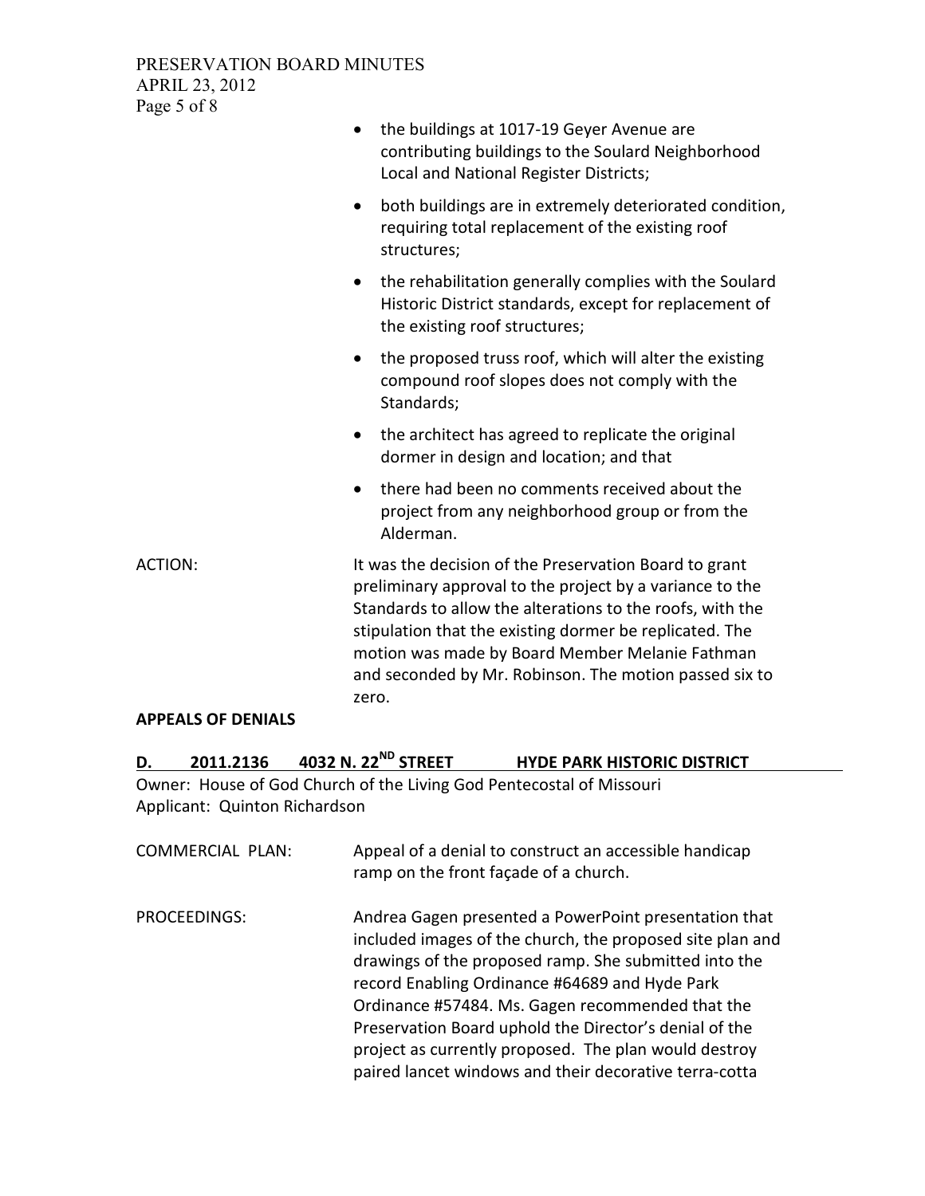- the buildings at 1017-19 Geyer Avenue are contributing buildings to the Soulard Neighborhood Local and National Register Districts;
- both buildings are in extremely deteriorated condition, requiring total replacement of the existing roof structures;
- the rehabilitation generally complies with the Soulard Historic District standards, except for replacement of the existing roof structures;
- the proposed truss roof, which will alter the existing compound roof slopes does not comply with the Standards;
- the architect has agreed to replicate the original dormer in design and location; and that
- there had been no comments received about the project from any neighborhood group or from the Alderman.

ACTION: It was the decision of the Preservation Board to grant preliminary approval to the project by a variance to the Standards to allow the alterations to the roofs, with the stipulation that the existing dormer be replicated. The motion was made by Board Member Melanie Fathman and seconded by Mr. Robinson. The motion passed six to zero.

**APPEALS OF DENIALS**

**D. 2011.2136 4032 N. 22ND STREET HYDE PARK HISTORIC DISTRICT**

Owner: House of God Church of the Living God Pentecostal of Missouri
Applicant: Quinton Richardson

COMMERCIAL PLAN: Appeal of a denial to construct an accessible handicap ramp on the front façade of a church.

PROCEEDINGS: Andrea Gagen presented a PowerPoint presentation that included images of the church, the proposed site plan and drawings of the proposed ramp. She submitted into the record Enabling Ordinance #64689 and Hyde Park Ordinance #57484. Ms. Gagen recommended that the Preservation Board uphold the Director's denial of the project as currently proposed. The plan would destroy paired lancet windows and their decorative terra-cotta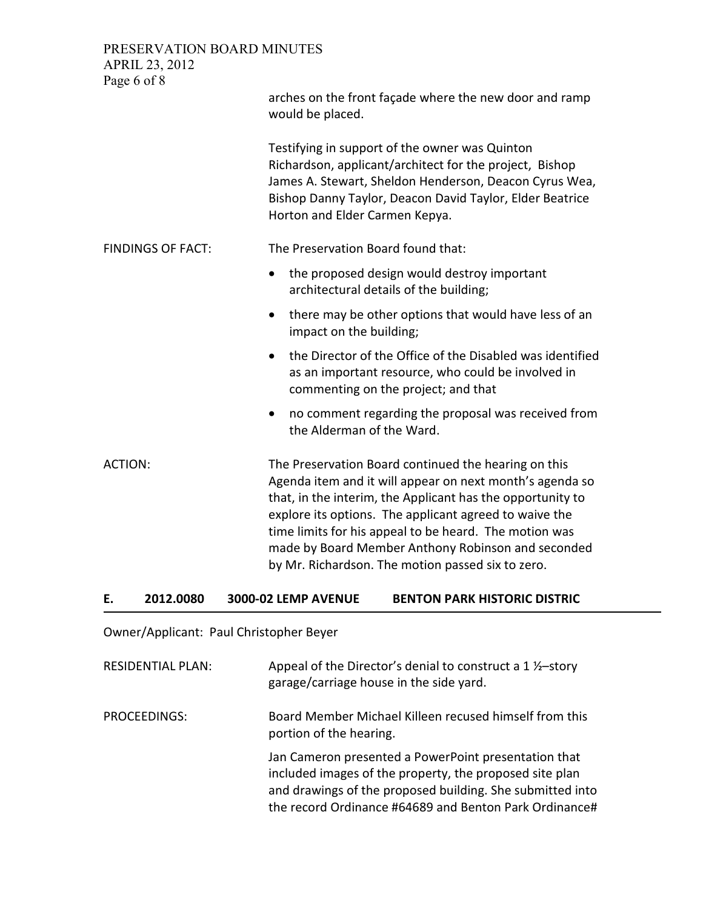arches on the front façade where the new door and ramp would be placed.

Testifying in support of the owner was Quinton Richardson, applicant/architect for the project, Bishop James A. Stewart, Sheldon Henderson, Deacon Cyrus Wea, Bishop Danny Taylor, Deacon David Taylor, Elder Beatrice Horton and Elder Carmen Kepya.

FINDINGS OF FACT: The Preservation Board found that:

- the proposed design would destroy important architectural details of the building;
- there may be other options that would have less of an impact on the building;
- the Director of the Office of the Disabled was identified as an important resource, who could be involved in commenting on the project; and that
- no comment regarding the proposal was received from the Alderman of the Ward.

ACTION: The Preservation Board continued the hearing on this Agenda item and it will appear on next month's agenda so that, in the interim, the Applicant has the opportunity to explore its options. The applicant agreed to waive the time limits for his appeal to be heard. The motion was made by Board Member Anthony Robinson and seconded by Mr. Richardson. The motion passed six to zero.

## E. 2012.0080 3000-02 LEMP AVENUE BENTON PARK HISTORIC DISTRIC

Owner/Applicant: Paul Christopher Beyer

RESIDENTIAL PLAN: Appeal of the Director's denial to construct a 1 ½–story garage/carriage house in the side yard.

PROCEEDINGS: Board Member Michael Killeen recused himself from this portion of the hearing.

Jan Cameron presented a PowerPoint presentation that included images of the property, the proposed site plan and drawings of the proposed building. She submitted into the record Ordinance #64689 and Benton Park Ordinance#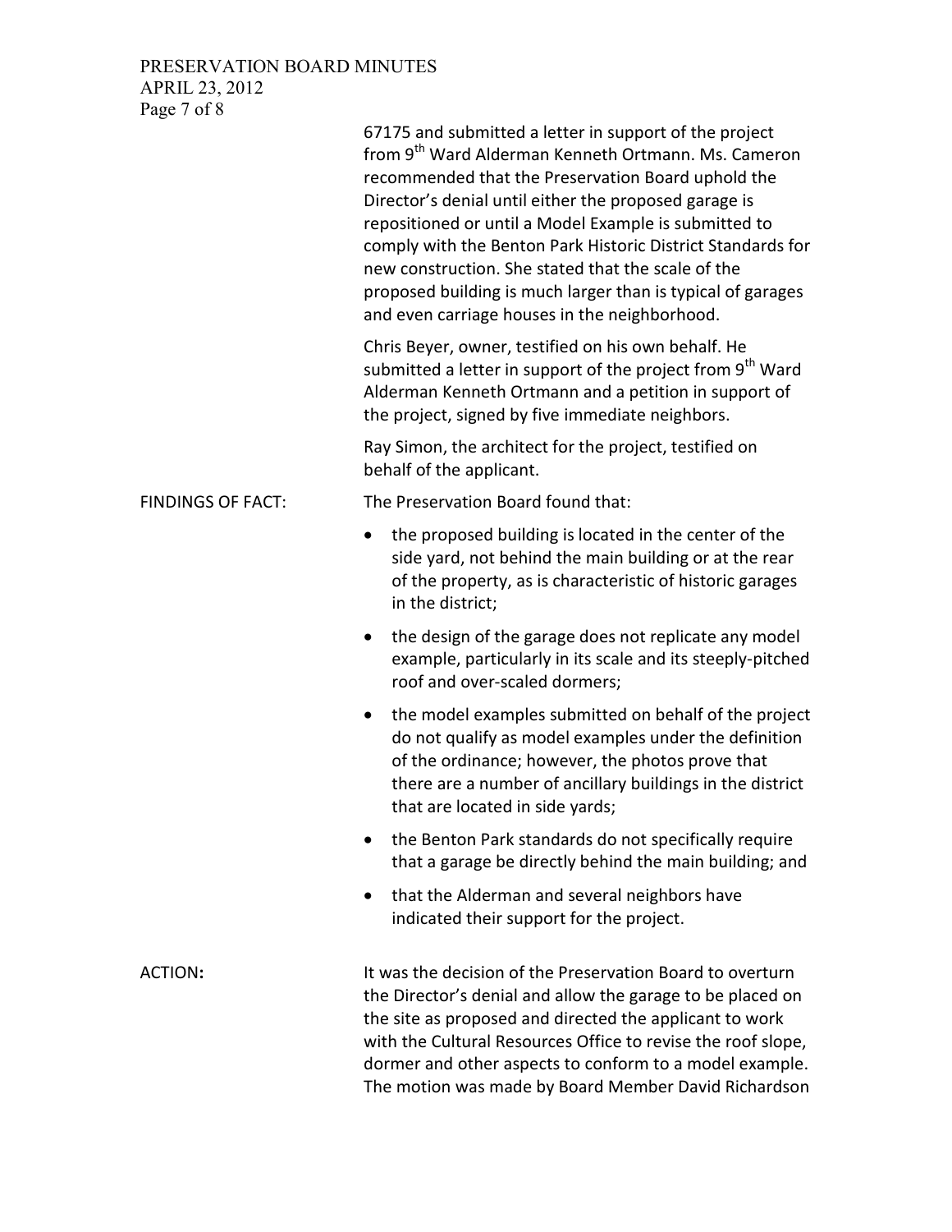67175 and submitted a letter in support of the project from 9th Ward Alderman Kenneth Ortmann. Ms. Cameron recommended that the Preservation Board uphold the Director's denial until either the proposed garage is repositioned or until a Model Example is submitted to comply with the Benton Park Historic District Standards for new construction. She stated that the scale of the proposed building is much larger than is typical of garages and even carriage houses in the neighborhood.

Chris Beyer, owner, testified on his own behalf. He submitted a letter in support of the project from 9th Ward Alderman Kenneth Ortmann and a petition in support of the project, signed by five immediate neighbors.

Ray Simon, the architect for the project, testified on behalf of the applicant.

FINDINGS OF FACT: The Preservation Board found that:

- the proposed building is located in the center of the side yard, not behind the main building or at the rear of the property, as is characteristic of historic garages in the district;
- the design of the garage does not replicate any model example, particularly in its scale and its steeply-pitched roof and over-scaled dormers;
- the model examples submitted on behalf of the project do not qualify as model examples under the definition of the ordinance; however, the photos prove that there are a number of ancillary buildings in the district that are located in side yards;
- the Benton Park standards do not specifically require that a garage be directly behind the main building; and
- that the Alderman and several neighbors have indicated their support for the project.

**ACTION:** It was the decision of the Preservation Board to overturn the Director's denial and allow the garage to be placed on the site as proposed and directed the applicant to work with the Cultural Resources Office to revise the roof slope, dormer and other aspects to conform to a model example. The motion was made by Board Member David Richardson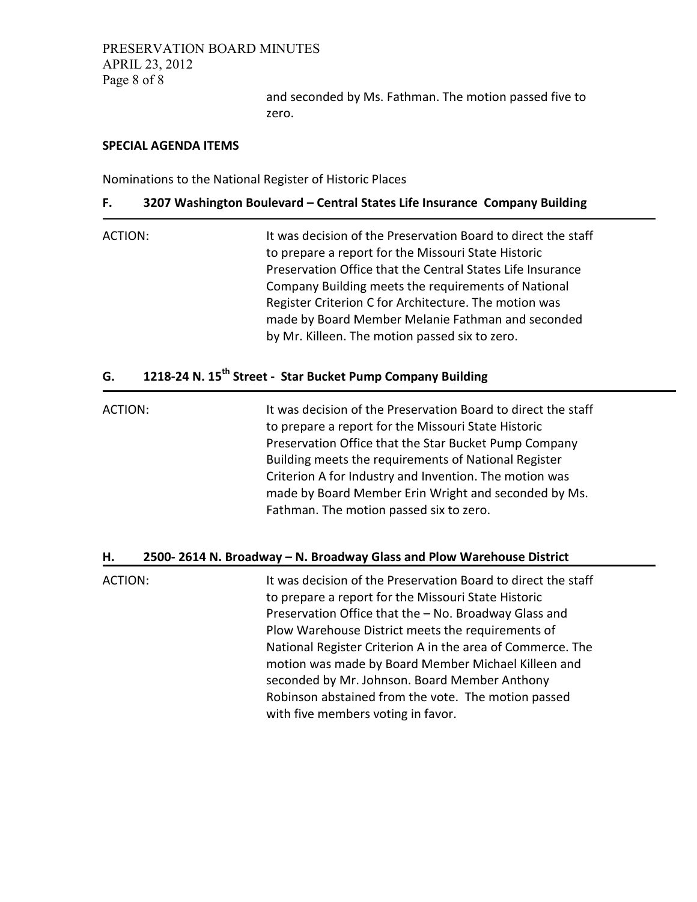and seconded by Ms. Fathman. The motion passed five to zero.

**SPECIAL AGENDA ITEMS**

Nominations to the National Register of Historic Places

### F. 3207 Washington Boulevard – Central States Life Insurance Company Building

ACTION: It was decision of the Preservation Board to direct the staff to prepare a report for the Missouri State Historic Preservation Office that the Central States Life Insurance Company Building meets the requirements of National Register Criterion C for Architecture. The motion was made by Board Member Melanie Fathman and seconded by Mr. Killeen. The motion passed six to zero.

### G. 1218-24 N. 15th Street - Star Bucket Pump Company Building

ACTION: It was decision of the Preservation Board to direct the staff to prepare a report for the Missouri State Historic Preservation Office that the Star Bucket Pump Company Building meets the requirements of National Register Criterion A for Industry and Invention. The motion was made by Board Member Erin Wright and seconded by Ms. Fathman. The motion passed six to zero.

### H. 2500- 2614 N. Broadway – N. Broadway Glass and Plow Warehouse District

ACTION: It was decision of the Preservation Board to direct the staff to prepare a report for the Missouri State Historic Preservation Office that the – No. Broadway Glass and Plow Warehouse District meets the requirements of National Register Criterion A in the area of Commerce. The motion was made by Board Member Michael Killeen and seconded by Mr. Johnson. Board Member Anthony Robinson abstained from the vote. The motion passed with five members voting in favor.